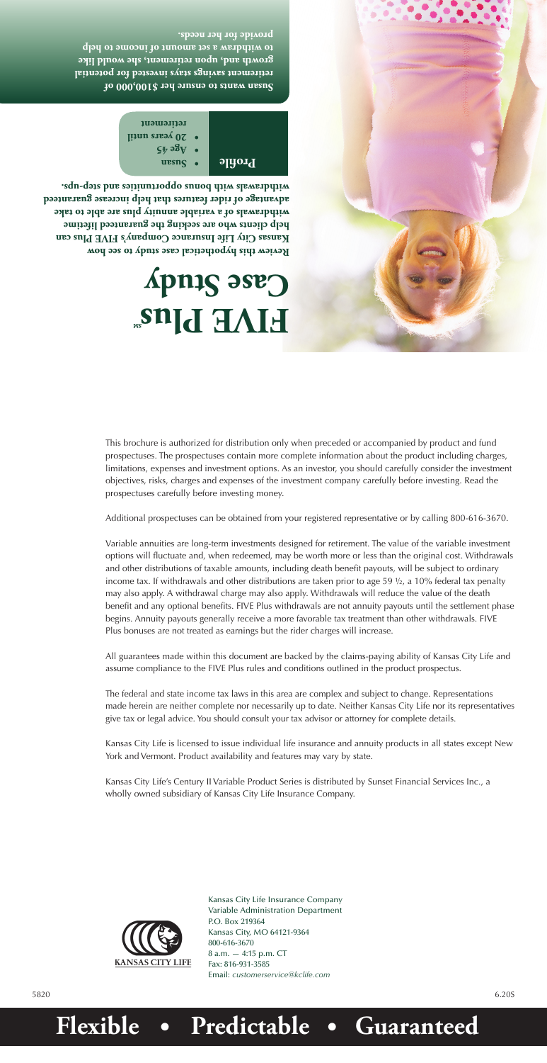# FIVE Plus℠ Case Study

**Review this hypothetical case study to see how Kansas City Life Insurance Company's FIVE Plus can help clients who are seeking the guaranteed lifetime withdrawals of a variable annuity plus are able to take advantage of rider features that help increase guaranteed withdrawals with bonus opportunities and step-ups.**

**Profile**

- **Susan**
- **Age 45**
- **20 years until retirement**

**Susan wants to ensure her $100,000 of retirement savings stays invested for potential growth and, upon retirement, she would like to withdraw a set amount of income to help provide for her needs.**

This brochure is authorized for distribution only when preceded or accompanied by product and fund prospectuses. The prospectuses contain more complete information about the product including charges, limitations, expenses and investment options. As an investor, you should carefully consider the investment objectives, risks, charges and expenses of the investment company carefully before investing. Read the prospectuses carefully before investing money.

Additional prospectuses can be obtained from your registered representative or by calling 800-616-3670.

Variable annuities are long-term investments designed for retirement. The value of the variable investment options will fluctuate and, when redeemed, may be worth more or less than the original cost. Withdrawals and other distributions of taxable amounts, including death benefit payouts, will be subject to ordinary income tax. If withdrawals and other distributions are taken prior to age 59 ½, a 10% federal tax penalty may also apply. A withdrawal charge may also apply. Withdrawals will reduce the value of the death benefit and any optional benefits. FIVE Plus withdrawals are not annuity payouts until the settlement phase begins. Annuity payouts generally receive a more favorable tax treatment than other withdrawals. FIVE Plus bonuses are not treated as earnings but the rider charges will increase.

All guarantees made within this document are backed by the claims-paying ability of Kansas City Life and assume compliance to the FIVE Plus rules and conditions outlined in the product prospectus.

The federal and state income tax laws in this area are complex and subject to change. Representations made herein are neither complete nor necessarily up to date. Neither Kansas City Life nor its representatives give tax or legal advice. You should consult your tax advisor or attorney for complete details.

Kansas City Life is licensed to issue individual life insurance and annuity products in all states except New York and Vermont. Product availability and features may vary by state.

Kansas City Life's Century II Variable Product Series is distributed by Sunset Financial Services Inc., a wholly owned subsidiary of Kansas City Life Insurance Company.

KANSAS CITY LIFE

Kansas City Life Insurance Company
Variable Administration Department
P.O. Box 219364
Kansas City, MO 64121-9364
800-616-3670
8 a.m. — 4:15 p.m. CT
Fax: 816-931-3585
Email: *customerservice@kclife.com*

5820 6.20S

**Flexible • Predictable • Guaranteed**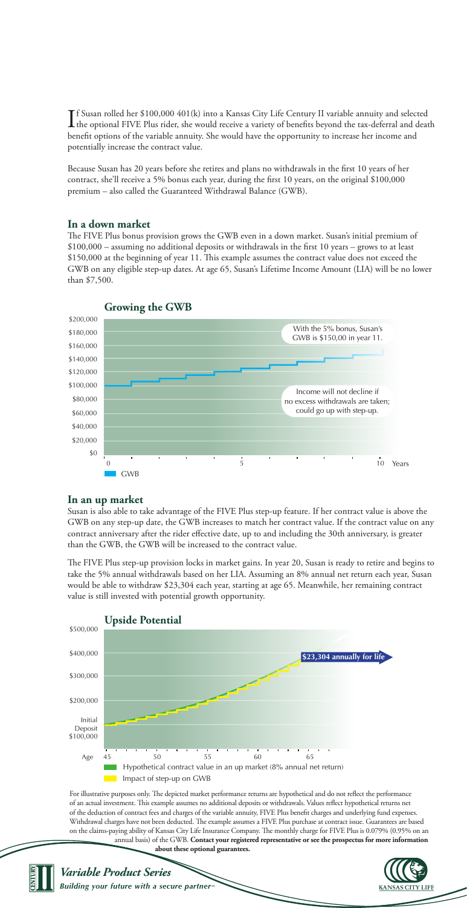If Susan rolled her $100,000 401(k) into a Kansas City Life Century II variable annuity and selected the optional FIVE Plus rider, she would receive a variety of benefits beyond the tax-deferral and death benefit options of the variable annuity. She would have the opportunity to increase her income and potentially increase the contract value.

Because Susan has 20 years before she retires and plans no withdrawals in the first 10 years of her contract, she'll receive a 5% bonus each year, during the first 10 years, on the original $100,000 premium – also called the Guaranteed Withdrawal Balance (GWB).

## In a down market

The FIVE Plus bonus provision grows the GWB even in a down market. Susan's initial premium of $100,000 – assuming no additional deposits or withdrawals in the first 10 years – grows to at least $150,000 at the beginning of year 11. This example assumes the contract value does not exceed the GWB on any eligible step-up dates. At age 65, Susan's Lifetime Income Amount (LIA) will be no lower than $7,500.

### Growing the GWB

$200,000
$180,000
$160,000
$140,000
$120,000
$100,000
$80,000
$60,000
$40,000
$20,000
$0

0
5
10 Years

With the 5% bonus, Susan's GWB is $150,00 in year 11.

Income will not decline if no excess withdrawals are taken; could go up with step-up.

GWB

## In an up market

Susan is also able to take advantage of the FIVE Plus step-up feature. If her contract value is above the GWB on any step-up date, the GWB increases to match her contract value. If the contract value on any contract anniversary after the rider effective date, up to and including the 30th anniversary, is greater than the GWB, the GWB will be increased to the contract value.

The FIVE Plus step-up provision locks in market gains. In year 20, Susan is ready to retire and begins to take the 5% annual withdrawals based on her LIA. Assuming an 8% annual net return each year, Susan would be able to withdraw $23,304 each year, starting at age 65. Meanwhile, her remaining contract value is still invested with potential growth opportunity.

### Upside Potential

$500,000
$400,000
$300,000
$200,000
Initial Deposit $100,000

Age 45
50
55
60
65

**$23,304 annually for life**

Hypothetical contract value in an up market (8% annual net return)

Impact of step-up on GWB

For illustrative purposes only. The depicted market performance returns are hypothetical and do not reflect the performance of an actual investment. This example assumes no additional deposits or withdrawals. Values reflect hypothetical returns net of the deduction of contract fees and charges of the variable annuity, FIVE Plus benefit charges and underlying fund expenses. Withdrawal charges have not been deducted. The example assumes a FIVE Plus purchase at contract issue. Guarantees are based on the claims-paying ability of Kansas City Life Insurance Company. The monthly charge for FIVE Plus is 0.079% (0.95% on an annual basis) of the GWB. **Contact your registered representative or see the prospectus for more information about these optional guarantees.**

***Variable Product Series***

***Building your future with a secure partner***℠

KANSAS CITY LIFE